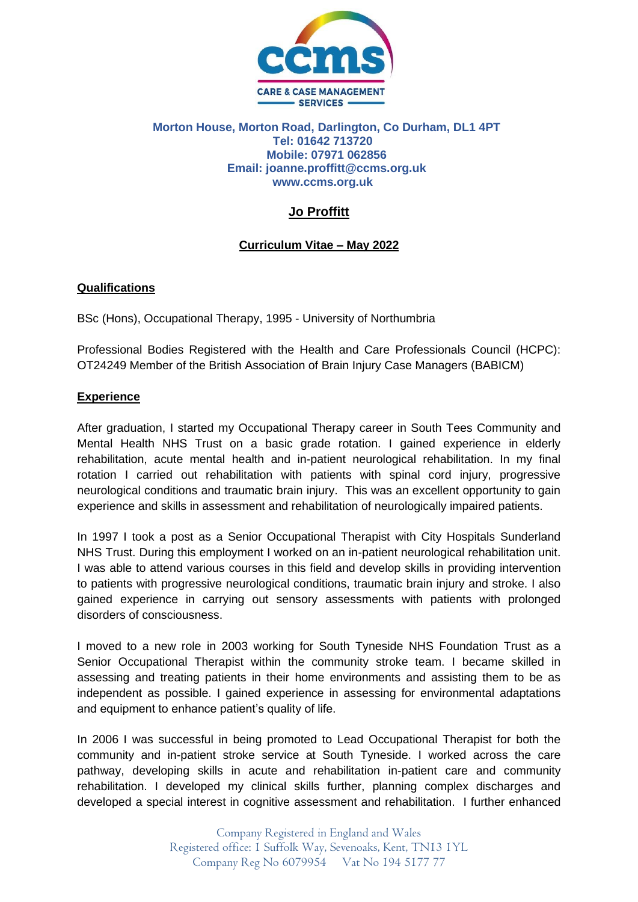CARE & CASE MANAGEMENT SERVICES

**Morton House, Morton Road, Darlington, Co Durham, DL1 4PT**
**Tel: 01642 713720**
**Mobile: 07971 062856**
**Email: joanne.proffitt@ccms.org.uk**
**www.ccms.org.uk**

# Jo Proffitt

## Curriculum Vitae – May 2022

### Qualifications

BSc (Hons), Occupational Therapy, 1995 - University of Northumbria

Professional Bodies Registered with the Health and Care Professionals Council (HCPC): OT24249 Member of the British Association of Brain Injury Case Managers (BABICM)

### Experience

After graduation, I started my Occupational Therapy career in South Tees Community and Mental Health NHS Trust on a basic grade rotation. I gained experience in elderly rehabilitation, acute mental health and in-patient neurological rehabilitation. In my final rotation I carried out rehabilitation with patients with spinal cord injury, progressive neurological conditions and traumatic brain injury. This was an excellent opportunity to gain experience and skills in assessment and rehabilitation of neurologically impaired patients.

In 1997 I took a post as a Senior Occupational Therapist with City Hospitals Sunderland NHS Trust. During this employment I worked on an in-patient neurological rehabilitation unit. I was able to attend various courses in this field and develop skills in providing intervention to patients with progressive neurological conditions, traumatic brain injury and stroke. I also gained experience in carrying out sensory assessments with patients with prolonged disorders of consciousness.

I moved to a new role in 2003 working for South Tyneside NHS Foundation Trust as a Senior Occupational Therapist within the community stroke team. I became skilled in assessing and treating patients in their home environments and assisting them to be as independent as possible. I gained experience in assessing for environmental adaptations and equipment to enhance patient's quality of life.

In 2006 I was successful in being promoted to Lead Occupational Therapist for both the community and in-patient stroke service at South Tyneside. I worked across the care pathway, developing skills in acute and rehabilitation in-patient care and community rehabilitation. I developed my clinical skills further, planning complex discharges and developed a special interest in cognitive assessment and rehabilitation. I further enhanced

Company Registered in England and Wales
Registered office: 1 Suffolk Way, Sevenoaks, Kent, TN13 1YL
Company Reg No 6079954 Vat No 194 5177 77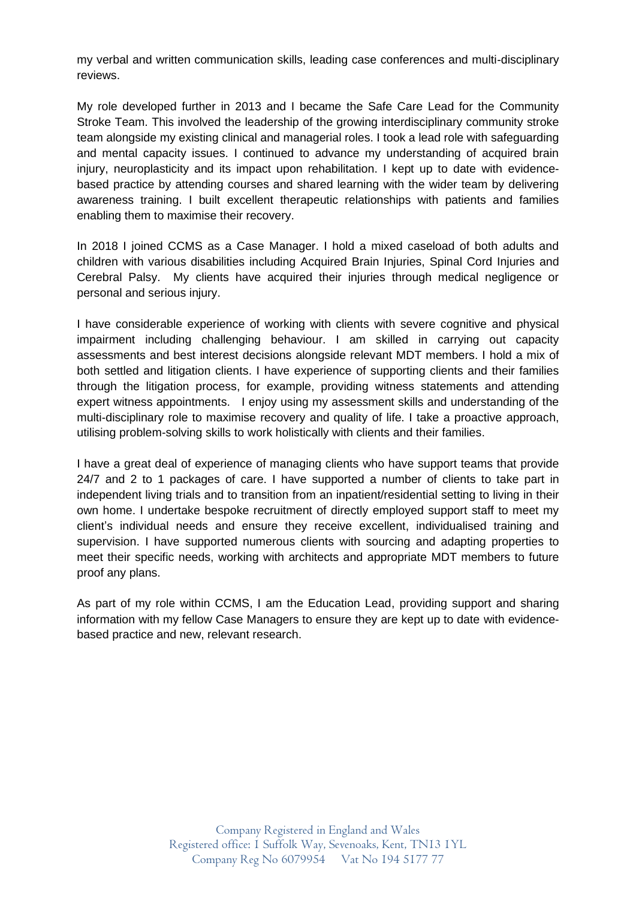my verbal and written communication skills, leading case conferences and multi-disciplinary reviews.

My role developed further in 2013 and I became the Safe Care Lead for the Community Stroke Team. This involved the leadership of the growing interdisciplinary community stroke team alongside my existing clinical and managerial roles. I took a lead role with safeguarding and mental capacity issues. I continued to advance my understanding of acquired brain injury, neuroplasticity and its impact upon rehabilitation. I kept up to date with evidence-based practice by attending courses and shared learning with the wider team by delivering awareness training. I built excellent therapeutic relationships with patients and families enabling them to maximise their recovery.

In 2018 I joined CCMS as a Case Manager. I hold a mixed caseload of both adults and children with various disabilities including Acquired Brain Injuries, Spinal Cord Injuries and Cerebral Palsy. My clients have acquired their injuries through medical negligence or personal and serious injury.

I have considerable experience of working with clients with severe cognitive and physical impairment including challenging behaviour. I am skilled in carrying out capacity assessments and best interest decisions alongside relevant MDT members. I hold a mix of both settled and litigation clients. I have experience of supporting clients and their families through the litigation process, for example, providing witness statements and attending expert witness appointments. I enjoy using my assessment skills and understanding of the multi-disciplinary role to maximise recovery and quality of life. I take a proactive approach, utilising problem-solving skills to work holistically with clients and their families.

I have a great deal of experience of managing clients who have support teams that provide 24/7 and 2 to 1 packages of care. I have supported a number of clients to take part in independent living trials and to transition from an inpatient/residential setting to living in their own home. I undertake bespoke recruitment of directly employed support staff to meet my client's individual needs and ensure they receive excellent, individualised training and supervision. I have supported numerous clients with sourcing and adapting properties to meet their specific needs, working with architects and appropriate MDT members to future proof any plans.

As part of my role within CCMS, I am the Education Lead, providing support and sharing information with my fellow Case Managers to ensure they are kept up to date with evidence-based practice and new, relevant research.